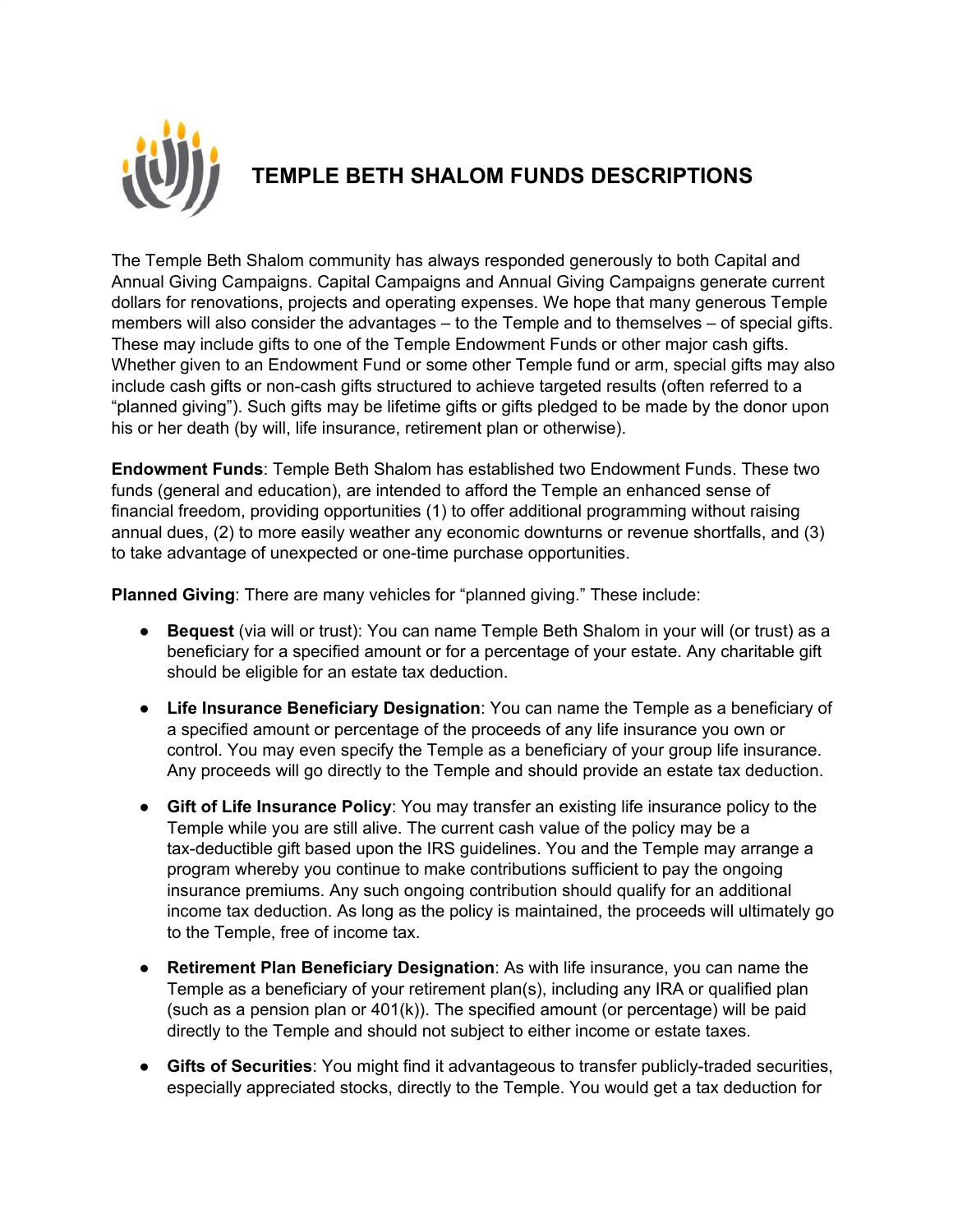# TEMPLE BETH SHALOM FUNDS DESCRIPTIONS

The Temple Beth Shalom community has always responded generously to both Capital and Annual Giving Campaigns. Capital Campaigns and Annual Giving Campaigns generate current dollars for renovations, projects and operating expenses. We hope that many generous Temple members will also consider the advantages – to the Temple and to themselves – of special gifts. These may include gifts to one of the Temple Endowment Funds or other major cash gifts. Whether given to an Endowment Fund or some other Temple fund or arm, special gifts may also include cash gifts or non-cash gifts structured to achieve targeted results (often referred to a "planned giving"). Such gifts may be lifetime gifts or gifts pledged to be made by the donor upon his or her death (by will, life insurance, retirement plan or otherwise).

**Endowment Funds**: Temple Beth Shalom has established two Endowment Funds. These two funds (general and education), are intended to afford the Temple an enhanced sense of financial freedom, providing opportunities (1) to offer additional programming without raising annual dues, (2) to more easily weather any economic downturns or revenue shortfalls, and (3) to take advantage of unexpected or one-time purchase opportunities.

**Planned Giving**: There are many vehicles for "planned giving." These include:

- **Bequest** (via will or trust): You can name Temple Beth Shalom in your will (or trust) as a beneficiary for a specified amount or for a percentage of your estate. Any charitable gift should be eligible for an estate tax deduction.
- **Life Insurance Beneficiary Designation**: You can name the Temple as a beneficiary of a specified amount or percentage of the proceeds of any life insurance you own or control. You may even specify the Temple as a beneficiary of your group life insurance. Any proceeds will go directly to the Temple and should provide an estate tax deduction.
- **Gift of Life Insurance Policy**: You may transfer an existing life insurance policy to the Temple while you are still alive. The current cash value of the policy may be a tax-deductible gift based upon the IRS guidelines. You and the Temple may arrange a program whereby you continue to make contributions sufficient to pay the ongoing insurance premiums. Any such ongoing contribution should qualify for an additional income tax deduction. As long as the policy is maintained, the proceeds will ultimately go to the Temple, free of income tax.
- **Retirement Plan Beneficiary Designation**: As with life insurance, you can name the Temple as a beneficiary of your retirement plan(s), including any IRA or qualified plan (such as a pension plan or 401(k)). The specified amount (or percentage) will be paid directly to the Temple and should not subject to either income or estate taxes.
- **Gifts of Securities**: You might find it advantageous to transfer publicly-traded securities, especially appreciated stocks, directly to the Temple. You would get a tax deduction for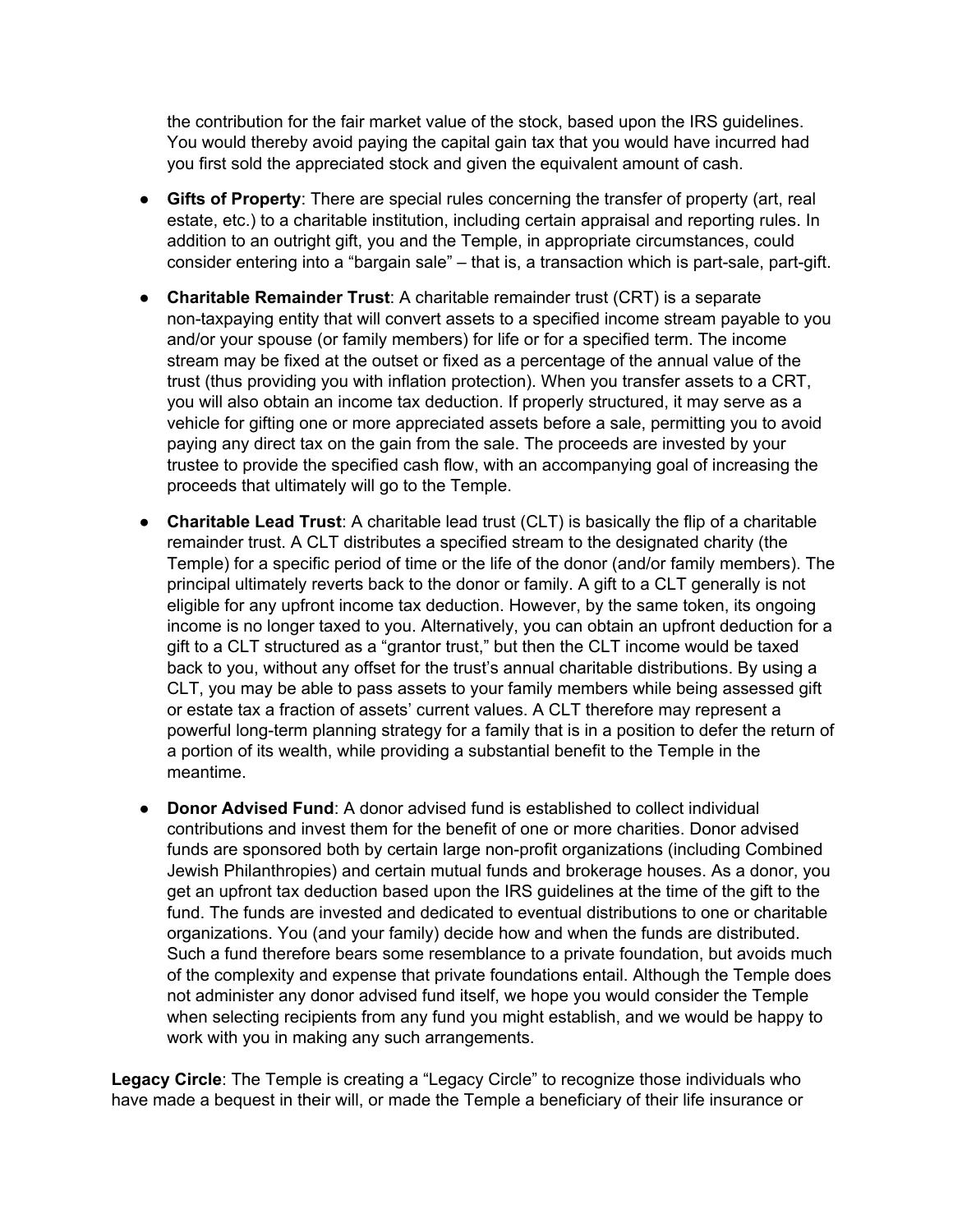the contribution for the fair market value of the stock, based upon the IRS guidelines. You would thereby avoid paying the capital gain tax that you would have incurred had you first sold the appreciated stock and given the equivalent amount of cash.

- **Gifts of Property**: There are special rules concerning the transfer of property (art, real estate, etc.) to a charitable institution, including certain appraisal and reporting rules. In addition to an outright gift, you and the Temple, in appropriate circumstances, could consider entering into a "bargain sale" – that is, a transaction which is part-sale, part-gift.

- **Charitable Remainder Trust**: A charitable remainder trust (CRT) is a separate non-taxpaying entity that will convert assets to a specified income stream payable to you and/or your spouse (or family members) for life or for a specified term. The income stream may be fixed at the outset or fixed as a percentage of the annual value of the trust (thus providing you with inflation protection). When you transfer assets to a CRT, you will also obtain an income tax deduction. If properly structured, it may serve as a vehicle for gifting one or more appreciated assets before a sale, permitting you to avoid paying any direct tax on the gain from the sale. The proceeds are invested by your trustee to provide the specified cash flow, with an accompanying goal of increasing the proceeds that ultimately will go to the Temple.

- **Charitable Lead Trust**: A charitable lead trust (CLT) is basically the flip of a charitable remainder trust. A CLT distributes a specified stream to the designated charity (the Temple) for a specific period of time or the life of the donor (and/or family members). The principal ultimately reverts back to the donor or family. A gift to a CLT generally is not eligible for any upfront income tax deduction. However, by the same token, its ongoing income is no longer taxed to you. Alternatively, you can obtain an upfront deduction for a gift to a CLT structured as a "grantor trust," but then the CLT income would be taxed back to you, without any offset for the trust's annual charitable distributions. By using a CLT, you may be able to pass assets to your family members while being assessed gift or estate tax a fraction of assets' current values. A CLT therefore may represent a powerful long-term planning strategy for a family that is in a position to defer the return of a portion of its wealth, while providing a substantial benefit to the Temple in the meantime.

- **Donor Advised Fund**: A donor advised fund is established to collect individual contributions and invest them for the benefit of one or more charities. Donor advised funds are sponsored both by certain large non-profit organizations (including Combined Jewish Philanthropies) and certain mutual funds and brokerage houses. As a donor, you get an upfront tax deduction based upon the IRS guidelines at the time of the gift to the fund. The funds are invested and dedicated to eventual distributions to one or charitable organizations. You (and your family) decide how and when the funds are distributed. Such a fund therefore bears some resemblance to a private foundation, but avoids much of the complexity and expense that private foundations entail. Although the Temple does not administer any donor advised fund itself, we hope you would consider the Temple when selecting recipients from any fund you might establish, and we would be happy to work with you in making any such arrangements.

**Legacy Circle**: The Temple is creating a "Legacy Circle" to recognize those individuals who have made a bequest in their will, or made the Temple a beneficiary of their life insurance or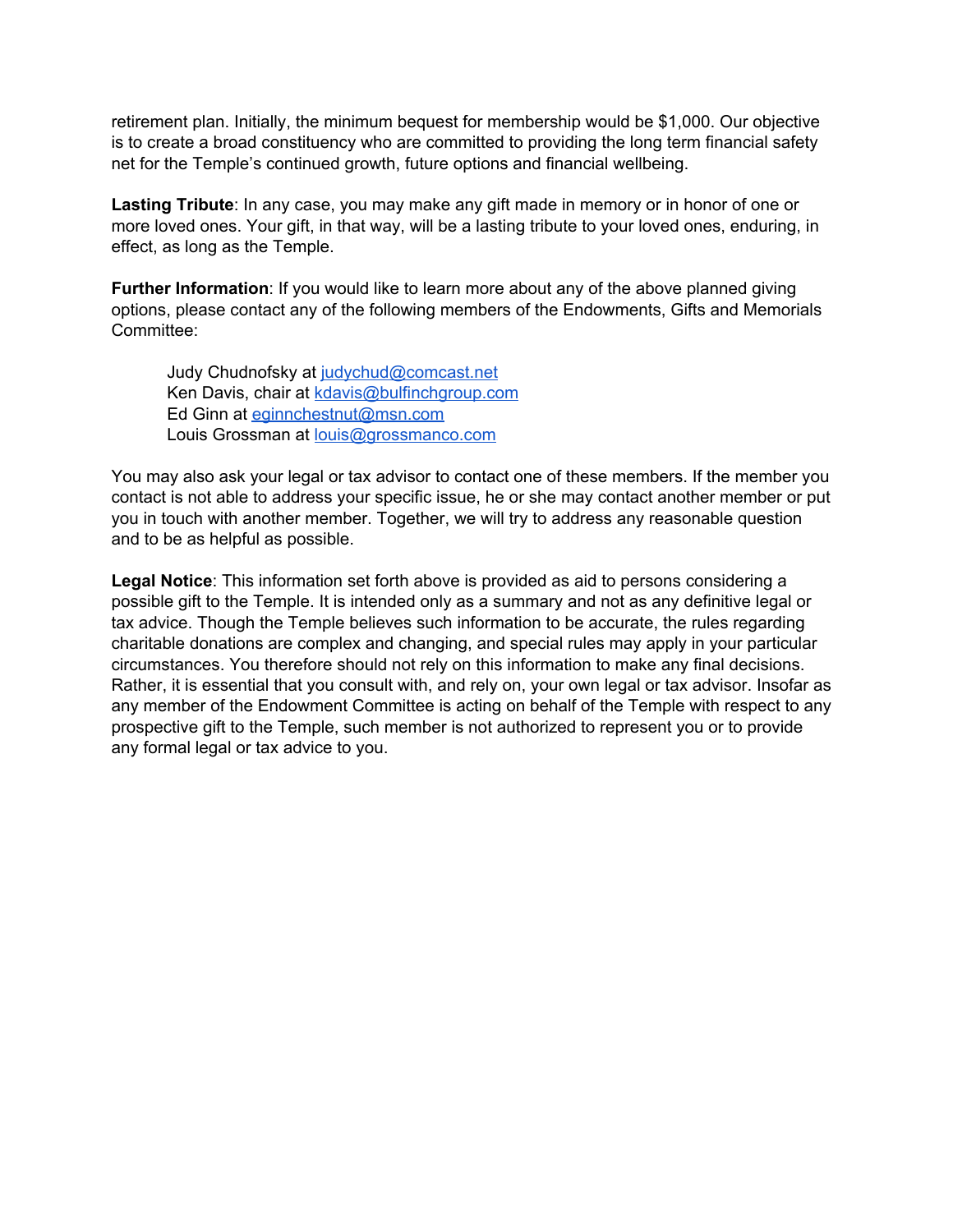retirement plan. Initially, the minimum bequest for membership would be $1,000. Our objective is to create a broad constituency who are committed to providing the long term financial safety net for the Temple's continued growth, future options and financial wellbeing.

**Lasting Tribute**: In any case, you may make any gift made in memory or in honor of one or more loved ones. Your gift, in that way, will be a lasting tribute to your loved ones, enduring, in effect, as long as the Temple.

**Further Information**: If you would like to learn more about any of the above planned giving options, please contact any of the following members of the Endowments, Gifts and Memorials Committee:

> Judy Chudnofsky at judychud@comcast.net
> Ken Davis, chair at kdavis@bulfinchgroup.com
> Ed Ginn at eginnchestnut@msn.com
> Louis Grossman at louis@grossmanco.com

You may also ask your legal or tax advisor to contact one of these members. If the member you contact is not able to address your specific issue, he or she may contact another member or put you in touch with another member. Together, we will try to address any reasonable question and to be as helpful as possible.

**Legal Notice**: This information set forth above is provided as aid to persons considering a possible gift to the Temple. It is intended only as a summary and not as any definitive legal or tax advice. Though the Temple believes such information to be accurate, the rules regarding charitable donations are complex and changing, and special rules may apply in your particular circumstances. You therefore should not rely on this information to make any final decisions. Rather, it is essential that you consult with, and rely on, your own legal or tax advisor. Insofar as any member of the Endowment Committee is acting on behalf of the Temple with respect to any prospective gift to the Temple, such member is not authorized to represent you or to provide any formal legal or tax advice to you.